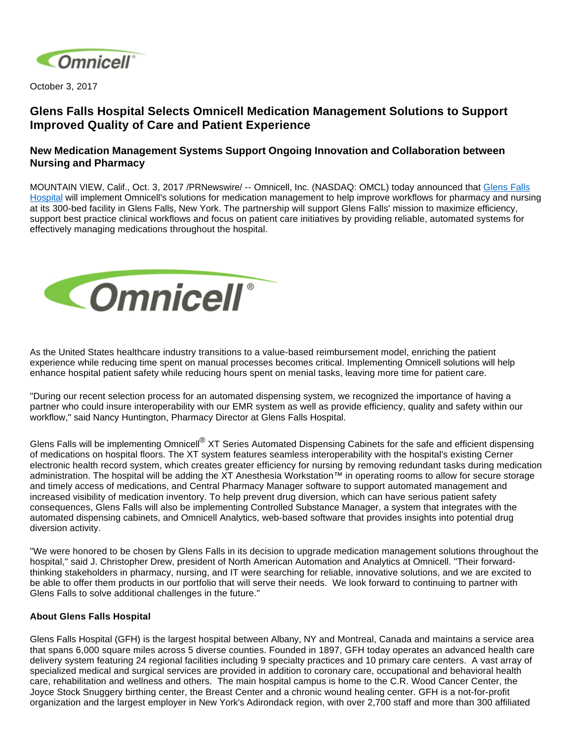October 3, 2017

# Glens Falls Hospital Selects Omnicell Medication Management Solutions to Support Improved Quality of Care and Patient Experience

## New Medication Management Systems Support Ongoing Innovation and Collaboration between Nursing and Pharmacy

MOUNTAIN VIEW, Calif., Oct. 3, 2017 /PRNewswire/ -- Omnicell, Inc. (NASDAQ: OMCL) today announced that Glens Falls Hospital will implement Omnicell's solutions for medication management to help improve workflows for pharmacy and nursing at its 300-bed facility in Glens Falls, New York. The partnership will support Glens Falls' mission to maximize efficiency, support best practice clinical workflows and focus on patient care initiatives by providing reliable, automated systems for effectively managing medications throughout the hospital.

As the United States healthcare industry transitions to a value-based reimbursement model, enriching the patient experience while reducing time spent on manual processes becomes critical. Implementing Omnicell solutions will help enhance hospital patient safety while reducing hours spent on menial tasks, leaving more time for patient care.

"During our recent selection process for an automated dispensing system, we recognized the importance of having a partner who could insure interoperability with our EMR system as well as provide efficiency, quality and safety within our workflow," said Nancy Huntington, Pharmacy Director at Glens Falls Hospital.

Glens Falls will be implementing Omnicell® XT Series Automated Dispensing Cabinets for the safe and efficient dispensing of medications on hospital floors. The XT system features seamless interoperability with the hospital's existing Cerner electronic health record system, which creates greater efficiency for nursing by removing redundant tasks during medication administration. The hospital will be adding the XT Anesthesia Workstation™ in operating rooms to allow for secure storage and timely access of medications, and Central Pharmacy Manager software to support automated management and increased visibility of medication inventory. To help prevent drug diversion, which can have serious patient safety consequences, Glens Falls will also be implementing Controlled Substance Manager, a system that integrates with the automated dispensing cabinets, and Omnicell Analytics, web-based software that provides insights into potential drug diversion activity.

"We were honored to be chosen by Glens Falls in its decision to upgrade medication management solutions throughout the hospital," said J. Christopher Drew, president of North American Automation and Analytics at Omnicell. "Their forward-thinking stakeholders in pharmacy, nursing, and IT were searching for reliable, innovative solutions, and we are excited to be able to offer them products in our portfolio that will serve their needs. We look forward to continuing to partner with Glens Falls to solve additional challenges in the future."

**About Glens Falls Hospital**

Glens Falls Hospital (GFH) is the largest hospital between Albany, NY and Montreal, Canada and maintains a service area that spans 6,000 square miles across 5 diverse counties. Founded in 1897, GFH today operates an advanced health care delivery system featuring 24 regional facilities including 9 specialty practices and 10 primary care centers. A vast array of specialized medical and surgical services are provided in addition to coronary care, occupational and behavioral health care, rehabilitation and wellness and others. The main hospital campus is home to the C.R. Wood Cancer Center, the Joyce Stock Snuggery birthing center, the Breast Center and a chronic wound healing center. GFH is a not-for-profit organization and the largest employer in New York's Adirondack region, with over 2,700 staff and more than 300 affiliated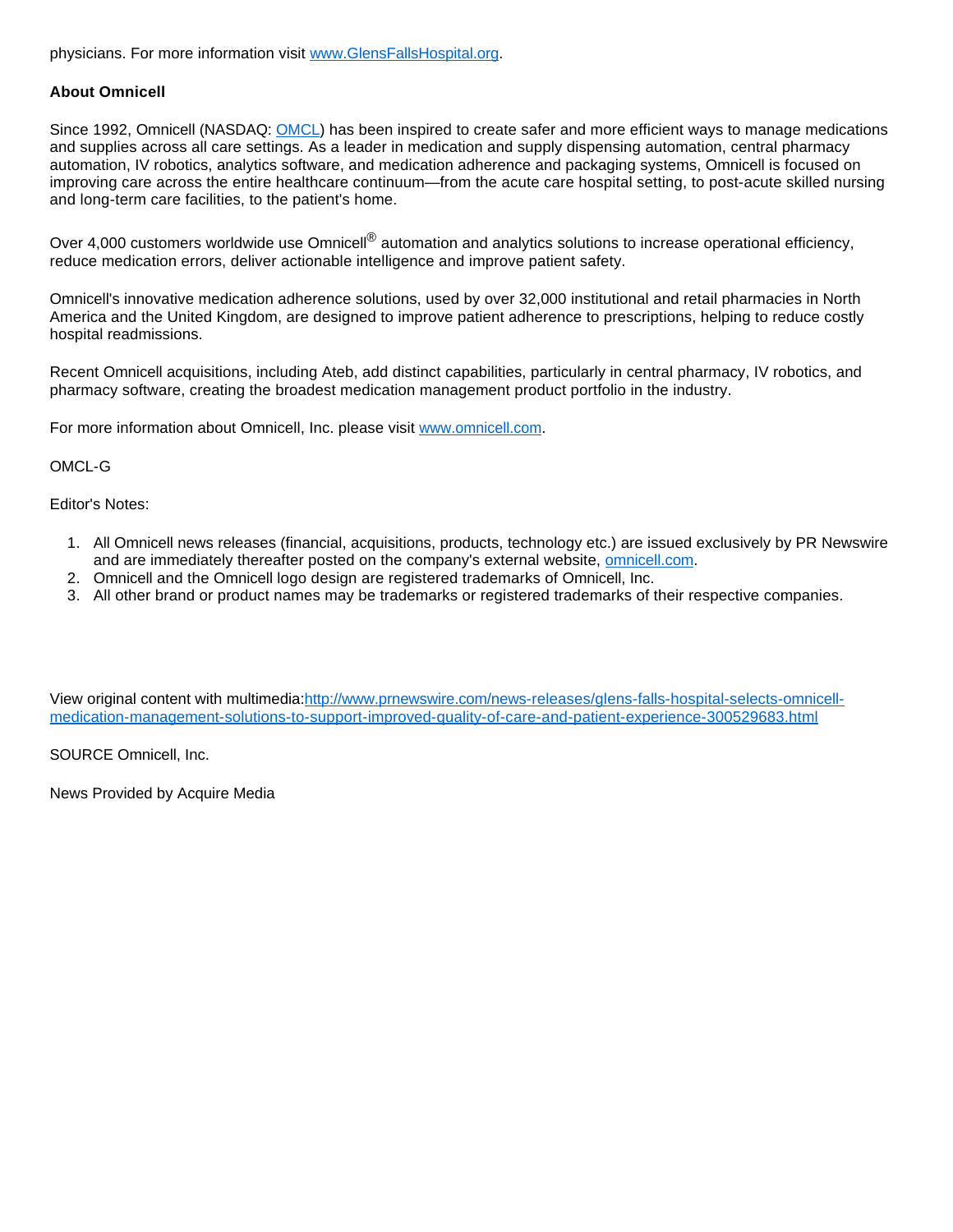physicians. For more information visit [www.GlensFallsHospital.org](http://www.GlensFallsHospital.org).

**About Omnicell**

Since 1992, Omnicell (NASDAQ: [OMCL](#)) has been inspired to create safer and more efficient ways to manage medications and supplies across all care settings. As a leader in medication and supply dispensing automation, central pharmacy automation, IV robotics, analytics software, and medication adherence and packaging systems, Omnicell is focused on improving care across the entire healthcare continuum—from the acute care hospital setting, to post-acute skilled nursing and long-term care facilities, to the patient's home.

Over 4,000 customers worldwide use Omnicell® automation and analytics solutions to increase operational efficiency, reduce medication errors, deliver actionable intelligence and improve patient safety.

Omnicell's innovative medication adherence solutions, used by over 32,000 institutional and retail pharmacies in North America and the United Kingdom, are designed to improve patient adherence to prescriptions, helping to reduce costly hospital readmissions.

Recent Omnicell acquisitions, including Ateb, add distinct capabilities, particularly in central pharmacy, IV robotics, and pharmacy software, creating the broadest medication management product portfolio in the industry.

For more information about Omnicell, Inc. please visit [www.omnicell.com](http://www.omnicell.com).

OMCL-G

Editor's Notes:

1. All Omnicell news releases (financial, acquisitions, products, technology etc.) are issued exclusively by PR Newswire and are immediately thereafter posted on the company's external website, [omnicell.com](http://omnicell.com).
2. Omnicell and the Omnicell logo design are registered trademarks of Omnicell, Inc.
3. All other brand or product names may be trademarks or registered trademarks of their respective companies.

View original content with multimedia:[http://www.prnewswire.com/news-releases/glens-falls-hospital-selects-omnicell-medication-management-solutions-to-support-improved-quality-of-care-and-patient-experience-300529683.html](http://www.prnewswire.com/news-releases/glens-falls-hospital-selects-omnicell-medication-management-solutions-to-support-improved-quality-of-care-and-patient-experience-300529683.html)

SOURCE Omnicell, Inc.

News Provided by Acquire Media